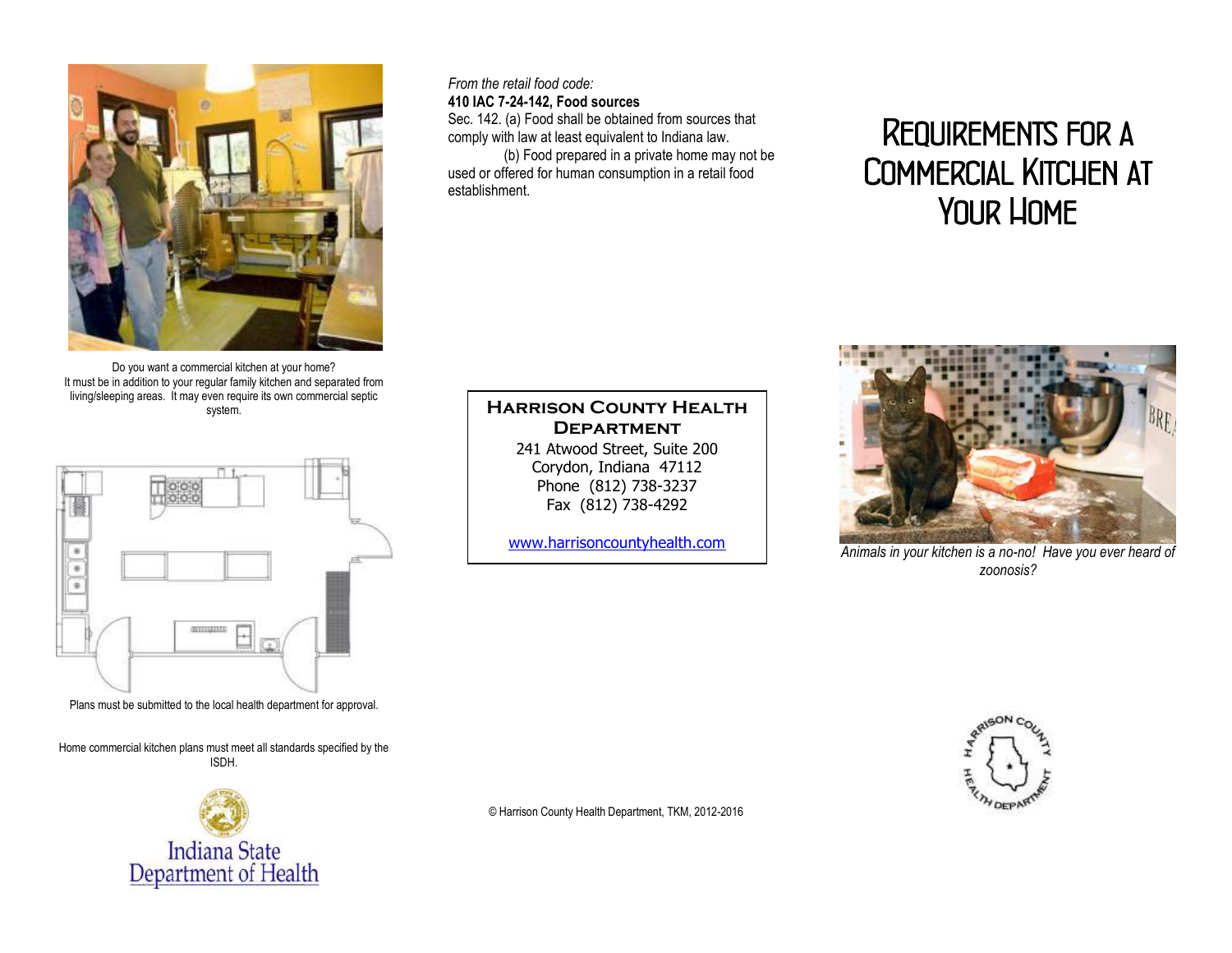Do you want a commercial kitchen at your home? It must be in addition to your regular family kitchen and separated from living/sleeping areas. It may even require its own commercial septic system.

Plans must be submitted to the local health department for approval.

Home commercial kitchen plans must meet all standards specified by the ISDH.

Indiana State Department of Health

*From the retail food code:*

**410 IAC 7-24-142, Food sources**

Sec. 142. (a) Food shall be obtained from sources that comply with law at least equivalent to Indiana law.

(b) Food prepared in a private home may not be used or offered for human consumption in a retail food establishment.

**Harrison County Health Department**

241 Atwood Street, Suite 200
Corydon, Indiana 47112
Phone (812) 738-3237
Fax (812) 738-4292

www.harrisoncountyhealth.com

© Harrison County Health Department, TKM, 2012-2016

# Requirements for a Commercial Kitchen at Your Home

*Animals in your kitchen is a no-no! Have you ever heard of zoonosis?*

Harrison County Health Department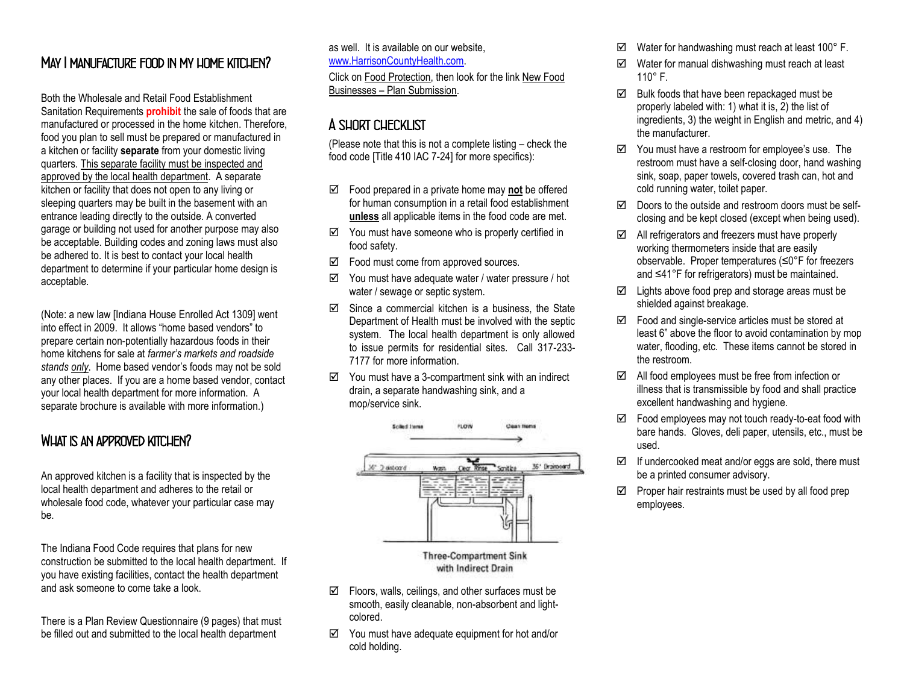## MAY I MANUFACTURE FOOD IN MY HOME KITCHEN?

Both the Wholesale and Retail Food Establishment Sanitation Requirements **prohibit** the sale of foods that are manufactured or processed in the home kitchen. Therefore, food you plan to sell must be prepared or manufactured in a kitchen or facility **separate** from your domestic living quarters. This separate facility must be inspected and approved by the local health department. A separate kitchen or facility that does not open to any living or sleeping quarters may be built in the basement with an entrance leading directly to the outside. A converted garage or building not used for another purpose may also be acceptable. Building codes and zoning laws must also be adhered to. It is best to contact your local health department to determine if your particular home design is acceptable.

(Note: a new law [Indiana House Enrolled Act 1309] went into effect in 2009. It allows "home based vendors" to prepare certain non-potentially hazardous foods in their home kitchens for sale at *farmer's markets and roadside stands only*. Home based vendor's foods may not be sold any other places. If you are a home based vendor, contact your local health department for more information. A separate brochure is available with more information.)

## WHAT IS AN APPROVED KITCHEN?

An approved kitchen is a facility that is inspected by the local health department and adheres to the retail or wholesale food code, whatever your particular case may be.

The Indiana Food Code requires that plans for new construction be submitted to the local health department. If you have existing facilities, contact the health department and ask someone to come take a look.

There is a Plan Review Questionnaire (9 pages) that must be filled out and submitted to the local health department as well. It is available on our website, www.HarrisonCountyHealth.com.

Click on Food Protection, then look for the link New Food Businesses – Plan Submission.

## A SHORT CHECKLIST

(Please note that this is not a complete listing – check the food code [Title 410 IAC 7-24] for more specifics):

- ☑ Food prepared in a private home may **not** be offered for human consumption in a retail food establishment **unless** all applicable items in the food code are met.
- ☑ You must have someone who is properly certified in food safety.
- ☑ Food must come from approved sources.
- ☑ You must have adequate water / water pressure / hot water / sewage or septic system.
- ☑ Since a commercial kitchen is a business, the State Department of Health must be involved with the septic system. The local health department is only allowed to issue permits for residential sites. Call 317-233-7177 for more information.
- ☑ You must have a 3-compartment sink with an indirect drain, a separate handwashing sink, and a mop/service sink.

Soiled Items
FLOW
Clean Items
36" Drainboard
Wash
Clear Rinse
Sanitize
36" Drainboard

Three-Compartment Sink with Indirect Drain

- ☑ Floors, walls, ceilings, and other surfaces must be smooth, easily cleanable, non-absorbent and light-colored.
- ☑ You must have adequate equipment for hot and/or cold holding.
- ☑ Water for handwashing must reach at least 100° F.
- ☑ Water for manual dishwashing must reach at least 110° F.
- ☑ Bulk foods that have been repackaged must be properly labeled with: 1) what it is, 2) the list of ingredients, 3) the weight in English and metric, and 4) the manufacturer.
- ☑ You must have a restroom for employee's use. The restroom must have a self-closing door, hand washing sink, soap, paper towels, covered trash can, hot and cold running water, toilet paper.
- ☑ Doors to the outside and restroom doors must be self-closing and be kept closed (except when being used).
- ☑ All refrigerators and freezers must have properly working thermometers inside that are easily observable. Proper temperatures (≤0°F for freezers and ≤41°F for refrigerators) must be maintained.
- ☑ Lights above food prep and storage areas must be shielded against breakage.
- ☑ Food and single-service articles must be stored at least 6" above the floor to avoid contamination by mop water, flooding, etc. These items cannot be stored in the restroom.
- ☑ All food employees must be free from infection or illness that is transmissible by food and shall practice excellent handwashing and hygiene.
- ☑ Food employees may not touch ready-to-eat food with bare hands. Gloves, deli paper, utensils, etc., must be used.
- ☑ If undercooked meat and/or eggs are sold, there must be a printed consumer advisory.
- ☑ Proper hair restraints must be used by all food prep employees.